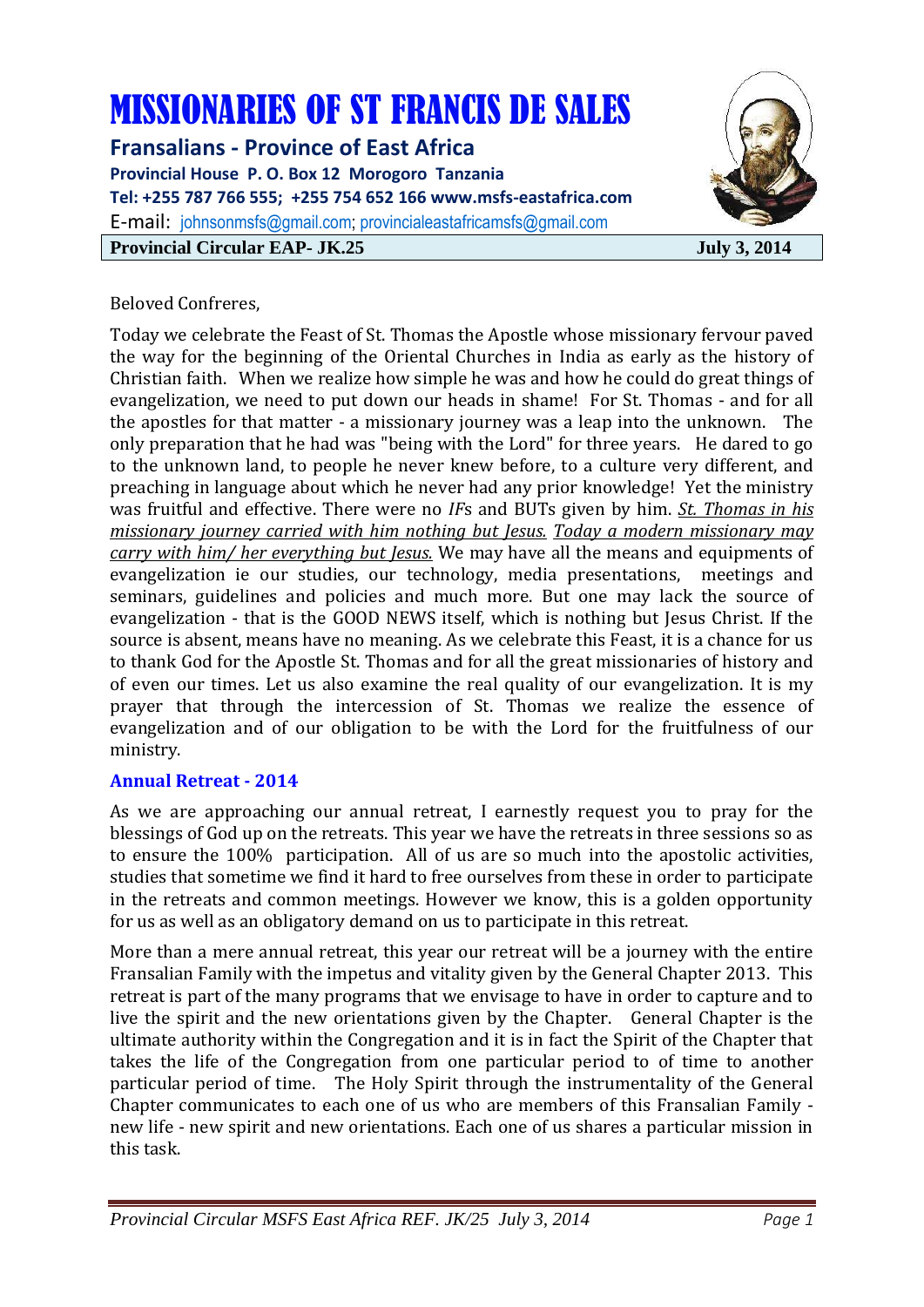# MISSIONARIES OF ST FRANCIS DE SALES

**Fransalians - Province of East Africa**

**Provincial House P. O. Box 12 Morogoro Tanzania**

**Tel: +255 787 766 555; +255 754 652 166 www.msfs-eastafrica.com**

E-mail: johnsonmsfs@gmail.com; provincialeastafricamsfs@gmail.com

**Provincial Circular EAP- JK.25** **July 3, 2014**

Beloved Confreres,

Today we celebrate the Feast of St. Thomas the Apostle whose missionary fervour paved the way for the beginning of the Oriental Churches in India as early as the history of Christian faith. When we realize how simple he was and how he could do great things of evangelization, we need to put down our heads in shame! For St. Thomas - and for all the apostles for that matter - a missionary journey was a leap into the unknown. The only preparation that he had was "being with the Lord" for three years. He dared to go to the unknown land, to people he never knew before, to a culture very different, and preaching in language about which he never had any prior knowledge! Yet the ministry was fruitful and effective. There were no *IF*s and BUTs given by him. *St. Thomas in his missionary journey carried with him nothing but Jesus.* *Today a modern missionary may carry with him/ her everything but Jesus.* We may have all the means and equipments of evangelization ie our studies, our technology, media presentations, meetings and seminars, guidelines and policies and much more. But one may lack the source of evangelization - that is the GOOD NEWS itself, which is nothing but Jesus Christ. If the source is absent, means have no meaning. As we celebrate this Feast, it is a chance for us to thank God for the Apostle St. Thomas and for all the great missionaries of history and of even our times. Let us also examine the real quality of our evangelization. It is my prayer that through the intercession of St. Thomas we realize the essence of evangelization and of our obligation to be with the Lord for the fruitfulness of our ministry.

## Annual Retreat - 2014

As we are approaching our annual retreat, I earnestly request you to pray for the blessings of God up on the retreats. This year we have the retreats in three sessions so as to ensure the 100% participation. All of us are so much into the apostolic activities, studies that sometime we find it hard to free ourselves from these in order to participate in the retreats and common meetings. However we know, this is a golden opportunity for us as well as an obligatory demand on us to participate in this retreat.

More than a mere annual retreat, this year our retreat will be a journey with the entire Fransalian Family with the impetus and vitality given by the General Chapter 2013. This retreat is part of the many programs that we envisage to have in order to capture and to live the spirit and the new orientations given by the Chapter. General Chapter is the ultimate authority within the Congregation and it is in fact the Spirit of the Chapter that takes the life of the Congregation from one particular period to of time to another particular period of time. The Holy Spirit through the instrumentality of the General Chapter communicates to each one of us who are members of this Fransalian Family - new life - new spirit and new orientations. Each one of us shares a particular mission in this task.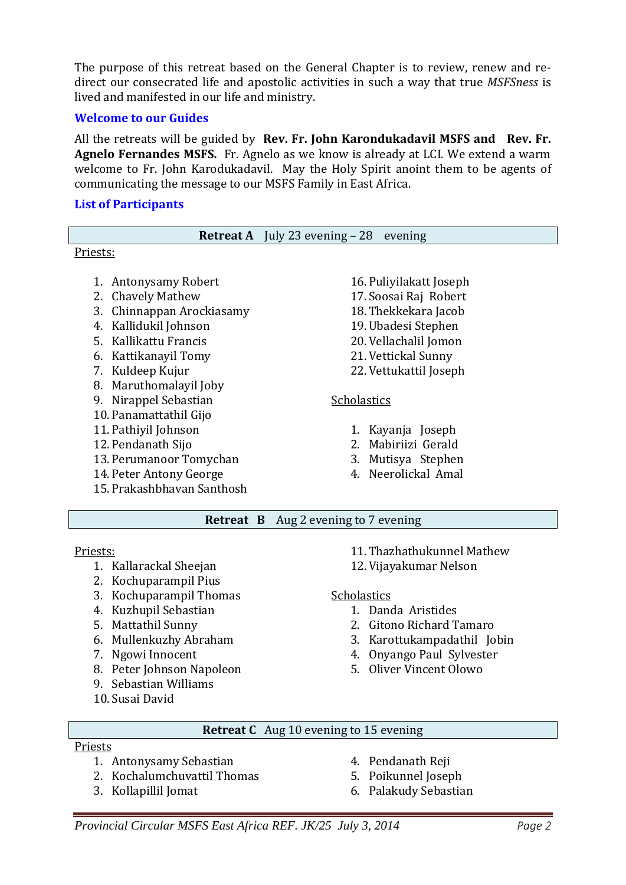The purpose of this retreat based on the General Chapter is to review, renew and re-direct our consecrated life and apostolic activities in such a way that true *MSFSness* is lived and manifested in our life and ministry.

## Welcome to our Guides

All the retreats will be guided by **Rev. Fr. John Karondukadavil MSFS and Rev. Fr. Agnelo Fernandes MSFS.** Fr. Agnelo as we know is already at LCI. We extend a warm welcome to Fr. John Karodukadavil. May the Holy Spirit anoint them to be agents of communicating the message to our MSFS Family in East Africa.

## List of Participants

### Retreat A July 23 evening – 28 evening

Priests:

1. Antonysamy Robert
2. Chavely Mathew
3. Chinnappan Arockiasamy
4. Kallidukil Johnson
5. Kallikattu Francis
6. Kattikanayil Tomy
7. Kuldeep Kujur
8. Maruthomalayil Joby
9. Nirappel Sebastian
10. Panamattathil Gijo
11. Pathiyil Johnson
12. Pendanath Sijo
13. Perumanoor Tomychan
14. Peter Antony George
15. Prakashbhavan Santhosh
16. Puliyilakatt Joseph
17. Soosai Raj Robert
18. Thekkekara Jacob
19. Ubadesi Stephen
20. Vellachalil Jomon
21. Vettickal Sunny
22. Vettukattil Joseph

Scholastics

1. Kayanja Joseph
2. Mabiriizi Gerald
3. Mutisya Stephen
4. Neerolickal Amal

### Retreat B Aug 2 evening to 7 evening

Priests:

1. Kallarackal Sheejan
2. Kochuparampil Pius
3. Kochuparampil Thomas
4. Kuzhupil Sebastian
5. Mattathil Sunny
6. Mullenkuzhy Abraham
7. Ngowi Innocent
8. Peter Johnson Napoleon
9. Sebastian Williams
10. Susai David
11. Thazhathukunnel Mathew
12. Vijayakumar Nelson

Scholastics

1. Danda Aristides
2. Gitono Richard Tamaro
3. Karottukampadathil Jobin
4. Onyango Paul Sylvester
5. Oliver Vincent Olowo

### Retreat C Aug 10 evening to 15 evening

Priests

1. Antonysamy Sebastian
2. Kochalumchuvattil Thomas
3. Kollapillil Jomat
4. Pendanath Reji
5. Poikunnel Joseph
6. Palakudy Sebastian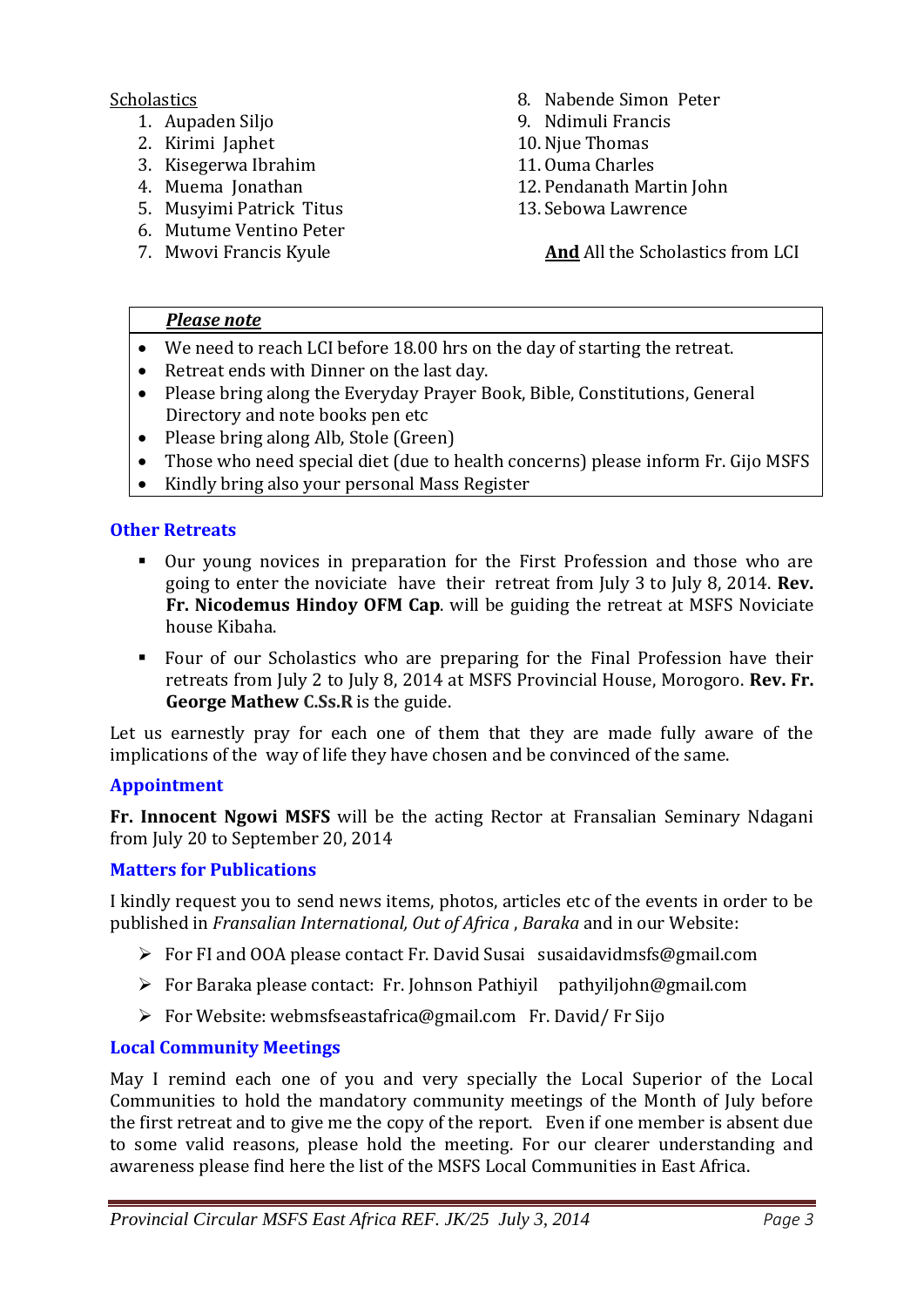Scholastics

1. Aupaden Siljo
2. Kirimi Japhet
3. Kisegerwa Ibrahim
4. Muema Jonathan
5. Musyimi Patrick Titus
6. Mutume Ventino Peter
7. Mwovi Francis Kyule
8. Nabende Simon Peter
9. Ndimuli Francis
10. Njue Thomas
11. Ouma Charles
12. Pendanath Martin John
13. Sebowa Lawrence

**And** All the Scholastics from LCI

***Please note***

- We need to reach LCI before 18.00 hrs on the day of starting the retreat.
- Retreat ends with Dinner on the last day.
- Please bring along the Everyday Prayer Book, Bible, Constitutions, General Directory and note books pen etc
- Please bring along Alb, Stole (Green)
- Those who need special diet (due to health concerns) please inform Fr. Gijo MSFS
- Kindly bring also your personal Mass Register

## Other Retreats

- Our young novices in preparation for the First Profession and those who are going to enter the noviciate have their retreat from July 3 to July 8, 2014. **Rev. Fr. Nicodemus Hindoy OFM Cap**. will be guiding the retreat at MSFS Noviciate house Kibaha.
- Four of our Scholastics who are preparing for the Final Profession have their retreats from July 2 to July 8, 2014 at MSFS Provincial House, Morogoro. **Rev. Fr. George Mathew C.Ss.R** is the guide.

Let us earnestly pray for each one of them that they are made fully aware of the implications of the way of life they have chosen and be convinced of the same.

## Appointment

**Fr. Innocent Ngowi MSFS** will be the acting Rector at Fransalian Seminary Ndagani from July 20 to September 20, 2014

## Matters for Publications

I kindly request you to send news items, photos, articles etc of the events in order to be published in *Fransalian International, Out of Africa* , *Baraka* and in our Website:

- For FI and OOA please contact Fr. David Susai susaidavidmsfs@gmail.com
- For Baraka please contact: Fr. Johnson Pathiyil pathyiljohn@gmail.com
- For Website: webmsfseastafrica@gmail.com Fr. David/ Fr Sijo

## Local Community Meetings

May I remind each one of you and very specially the Local Superior of the Local Communities to hold the mandatory community meetings of the Month of July before the first retreat and to give me the copy of the report. Even if one member is absent due to some valid reasons, please hold the meeting. For our clearer understanding and awareness please find here the list of the MSFS Local Communities in East Africa.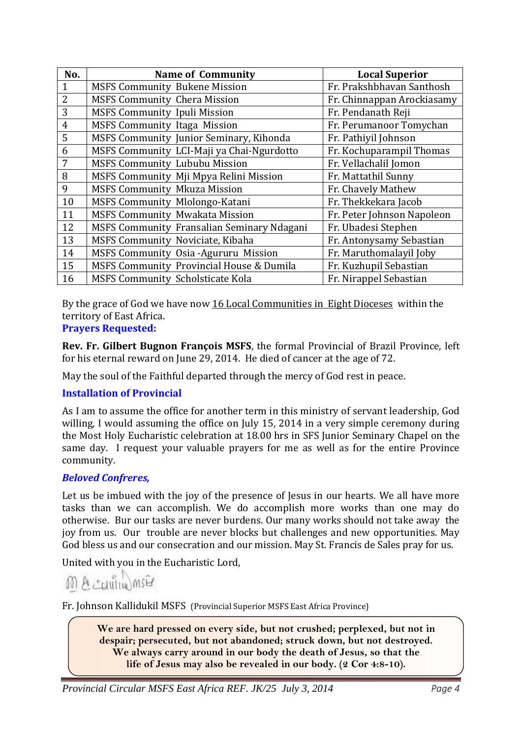| No. | Name of Community | Local Superior |
|---|---|---|
| 1 | MSFS Community Bukene Mission | Fr. Prakshbhavan Santhosh |
| 2 | MSFS Community Chera Mission | Fr. Chinnappan Arockiasamy |
| 3 | MSFS Community Ipuli Mission | Fr. Pendanath Reji |
| 4 | MSFS Community Itaga Mission | Fr. Perumanoor Tomychan |
| 5 | MSFS Community Junior Seminary, Kihonda | Fr. Pathiyil Johnson |
| 6 | MSFS Community LCI-Maji ya Chai-Ngurdotto | Fr. Kochuparampil Thomas |
| 7 | MSFS Community Lububu Mission | Fr. Vellachalil Jomon |
| 8 | MSFS Community Mji Mpya Relini Mission | Fr. Mattathil Sunny |
| 9 | MSFS Community Mkuza Mission | Fr. Chavely Mathew |
| 10 | MSFS Community Mlolongo-Katani | Fr. Thekkekara Jacob |
| 11 | MSFS Community Mwakata Mission | Fr. Peter Johnson Napoleon |
| 12 | MSFS Community Fransalian Seminary Ndagani | Fr. Ubadesi Stephen |
| 13 | MSFS Community Noviciate, Kibaha | Fr. Antonysamy Sebastian |
| 14 | MSFS Community Osia -Agururu Mission | Fr. Maruthomalayil Joby |
| 15 | MSFS Community Provincial House & Dumila | Fr. Kuzhupil Sebastian |
| 16 | MSFS Community Scholsticate Kola | Fr. Nirappel Sebastian |

By the grace of God we have now 16 Local Communities in Eight Dioceses within the territory of East Africa.

**Prayers Requested:**

**Rev. Fr. Gilbert Bugnon François MSFS**, the formal Provincial of Brazil Province, left for his eternal reward on June 29, 2014. He died of cancer at the age of 72.

May the soul of the Faithful departed through the mercy of God rest in peace.

**Installation of Provincial**

As I am to assume the office for another term in this ministry of servant leadership, God willing, I would assuming the office on July 15, 2014 in a very simple ceremony during the Most Holy Eucharistic celebration at 18.00 hrs in SFS Junior Seminary Chapel on the same day. I request your valuable prayers for me as well as for the entire Province community.

***Beloved Confreres,***

Let us be imbued with the joy of the presence of Jesus in our hearts. We all have more tasks than we can accomplish. We do accomplish more works than one may do otherwise. Bur our tasks are never burdens. Our many works should not take away the joy from us. Our trouble are never blocks but challenges and new opportunities. May God bless us and our consecration and our mission. May St. Francis de Sales pray for us.

United with you in the Eucharistic Lord,

Fr. Johnson Kallidukil MSFS (Provincial Superior MSFS East Africa Province)

**We are hard pressed on every side, but not crushed; perplexed, but not in despair; persecuted, but not abandoned; struck down, but not destroyed. We always carry around in our body the death of Jesus, so that the life of Jesus may also be revealed in our body. (2 Cor 4:8-10).**